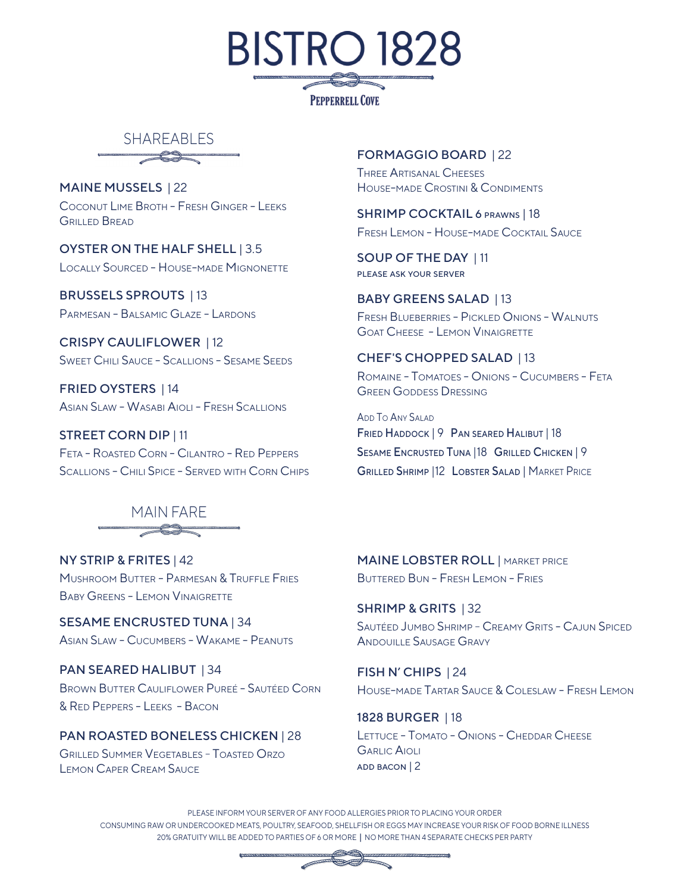# BISTRO 1828

PEPPERRELL COVE

## SHAREABLES

**MAINE MUSSELS** | 22
Coconut Lime Broth – Fresh Ginger – Leeks
Grilled Bread

**OYSTER ON THE HALF SHELL** | 3.5
Locally Sourced – House-made Mignonette

**BRUSSELS SPROUTS** | 13
Parmesan – Balsamic Glaze – Lardons

**CRISPY CAULIFLOWER** | 12
Sweet Chili Sauce – Scallions – Sesame Seeds

**FRIED OYSTERS** | 14
Asian Slaw – Wasabi Aioli – Fresh Scallions

**STREET CORN DIP** | 11
Feta – Roasted Corn – Cilantro – Red Peppers
Scallions – Chili Spice – Served with Corn Chips

**FORMAGGIO BOARD** | 22
Three Artisanal Cheeses
House-made Crostini & Condiments

**SHRIMP COCKTAIL 6 PRAWNS** | 18
Fresh Lemon – House-made Cocktail Sauce

**SOUP OF THE DAY** | 11
PLEASE ASK YOUR SERVER

**BABY GREENS SALAD** | 13
Fresh Blueberries – Pickled Onions – Walnuts
Goat Cheese – Lemon Vinaigrette

**CHEF'S CHOPPED SALAD** | 13
Romaine – Tomatoes – Onions – Cucumbers – Feta
Green Goddess Dressing

Add To Any Salad
**Fried Haddock** | 9 **Pan seared Halibut** | 18
**Sesame Encrusted Tuna** |18 **Grilled Chicken** | 9
**Grilled Shrimp** |12 **Lobster Salad** | Market Price

## MAIN FARE

**NY STRIP & FRITES** | 42
Mushroom Butter – Parmesan & Truffle Fries
Baby Greens – Lemon Vinaigrette

**SESAME ENCRUSTED TUNA** | 34
Asian Slaw – Cucumbers – Wakame – Peanuts

**PAN SEARED HALIBUT** | 34
Brown Butter Cauliflower Pureé – Sautéed Corn
& Red Peppers – Leeks – Bacon

**PAN ROASTED BONELESS CHICKEN** | 28
Grilled Summer Vegetables – Toasted Orzo
Lemon Caper Cream Sauce

**MAINE LOBSTER ROLL** | MARKET PRICE
Buttered Bun – Fresh Lemon – Fries

**SHRIMP & GRITS** | 32
Sautéed Jumbo Shrimp – Creamy Grits – Cajun Spiced
Andouille Sausage Gravy

**FISH N' CHIPS** | 24
House-made Tartar Sauce & Coleslaw – Fresh Lemon

**1828 BURGER** | 18
Lettuce – Tomato – Onions – Cheddar Cheese
Garlic Aioli
ADD BACON | 2

PLEASE INFORM YOUR SERVER OF ANY FOOD ALLERGIES PRIOR TO PLACING YOUR ORDER
CONSUMING RAW OR UNDERCOOKED MEATS, POULTRY, SEAFOOD, SHELLFISH OR EGGS MAY INCREASE YOUR RISK OF FOOD BORNE ILLNESS
20% GRATUITY WILL BE ADDED TO PARTIES OF 6 OR MORE | NO MORE THAN 4 SEPARATE CHECKS PER PARTY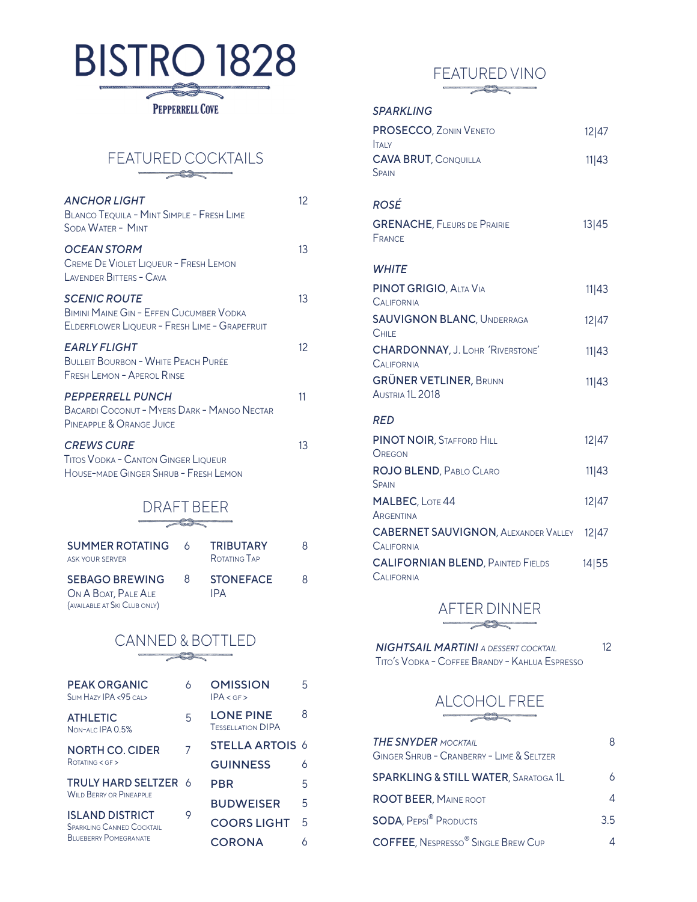# BISTRO 1828

PEPPERRELL COVE

## FEATURED COCKTAILS

***ANCHOR LIGHT*** 12
Blanco Tequila - Mint Simple - Fresh Lime
Soda Water - Mint

***OCEAN STORM*** 13
Creme De Violet Liqueur - Fresh Lemon
Lavender Bitters - Cava

***SCENIC ROUTE*** 13
Bimini Maine Gin - Effen Cucumber Vodka
Elderflower Liqueur - Fresh Lime - Grapefruit

***EARLY FLIGHT*** 12
Bulleit Bourbon - White Peach Purée
Fresh Lemon - Aperol Rinse

***PEPPERRELL PUNCH*** 11
Bacardi Coconut - Myers Dark - Mango Nectar
Pineapple & Orange Juice

***CREWS CURE*** 13
Titos Vodka - Canton Ginger Liqueur
House-made Ginger Shrub - Fresh Lemon

## DRAFT BEER

**SUMMER ROTATING** 6
Ask your server

**SEBAGO BREWING** 8
On A Boat, Pale Ale
(Available at Ski Club only)

**TRIBUTARY** 8
Rotating Tap

**STONEFACE** 8
IPA

## CANNED & BOTTLED

**PEAK ORGANIC** 6
Slim Hazy IPA <95 cal>

**ATHLETIC** 5
Non-alc IPA 0.5%

**NORTH CO. CIDER** 7
Rotating < GF >

**TRULY HARD SELTZER** 6
Wild Berry or Pineapple

**ISLAND DISTRICT** 9
Sparkling Canned Cocktail
Blueberry Pomegranate

**OMISSION** 5
IPA < GF >

**LONE PINE** 8
Tessellation DIPA

**STELLA ARTOIS** 6

**GUINNESS** 6

**PBR** 5

**BUDWEISER** 5

**COORS LIGHT** 5

**CORONA** 6

## FEATURED VINO

### *SPARKLING*

**PROSECCO**, Zonin Veneto 12|47
Italy

**CAVA BRUT**, Conquilla 11|43
Spain

### *ROSÉ*

**GRENACHE**, Fleurs de Prairie 13|45
France

### *WHITE*

**PINOT GRIGIO**, Alta Via 11|43
California

**SAUVIGNON BLANC**, Underraga 12|47
Chile

**CHARDONNAY**, J. Lohr 'Riverstone' 11|43
California

**GRÜNER VETLINER**, Brunn 11|43
Austria 1L 2018

### *RED*

**PINOT NOIR**, Stafford Hill 12|47
Oregon

**ROJO BLEND**, Pablo Claro 11|43
Spain

**MALBEC**, Lote 44 12|47
Argentina

**CABERNET SAUVIGNON**, Alexander Valley 12|47
California

**CALIFORNIAN BLEND**, Painted Fields 14|55
California

## AFTER DINNER

***NIGHTSAIL MARTINI*** *a dessert cocktail* 12
Tito's Vodka - Coffee Brandy - Kahlua Espresso

## ALCOHOL FREE

***THE SNYDER*** *mocktail* 8
Ginger Shrub - Cranberry - Lime & Seltzer

**SPARKLING & STILL WATER**, Saratoga 1L 6

**ROOT BEER**, Maine Root 4

**SODA**, Pepsi® Products 3.5

**COFFEE**, Nespresso® Single Brew Cup 4